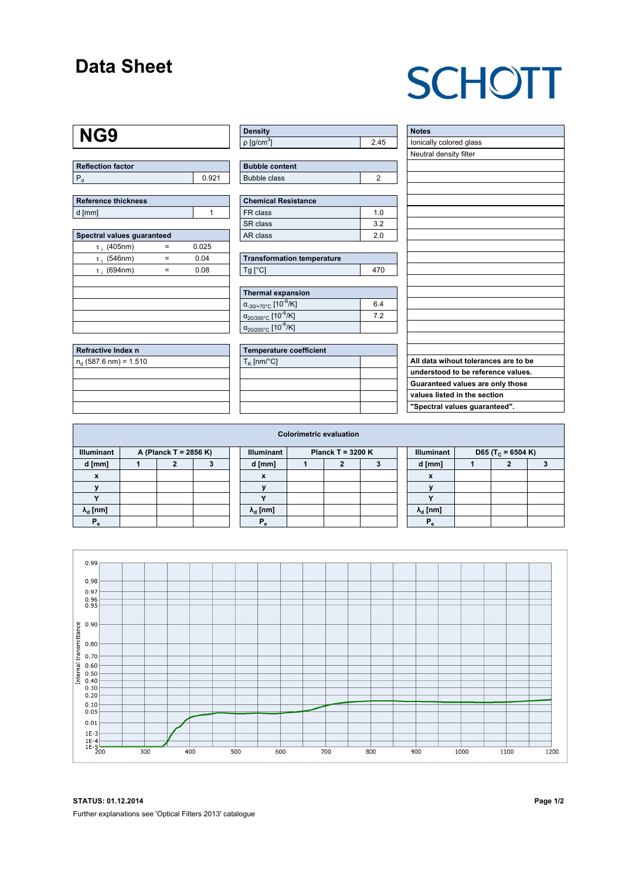# Data Sheet

SCHOTT

# NG9

| Reflection factor | |
|---|---|
| $P_d$ | 0.921 |

| Reference thickness | |
|---|---|
| d [mm] | 1 |

| Spectral values guaranteed | | |
|---|---|---|
| $\tau_i$ (405nm) | = | 0.025 |
| $\tau_i$ (546nm) | = | 0.04 |
| $\tau_i$ (694nm) | = | 0.08 |

| Refractive Index n |
|---|
| $n_d$ (587.6 nm) = 1.510 |

| Density | |
|---|---|
| ρ [g/cm$^3$] | 2.45 |

| Bubble content | |
|---|---|
| Bubble class | 2 |

| Chemical Resistance | |
|---|---|
| FR class | 1.0 |
| SR class | 3.2 |
| AR class | 2.0 |

| Transformation temperature | |
|---|---|
| Tg [°C] | 470 |

| Thermal expansion | |
|---|---|
| $\alpha_{-30/+70°C}$ [$10^{-6}$/K] | 6.4 |
| $\alpha_{20/300°C}$ [$10^{-6}$/K] | 7.2 |
| $\alpha_{20/200°C}$ [$10^{-6}$/K] | |

| Temperature coefficient | |
|---|---|
| $T_K$ [nm/°C] | |

| Notes |
|---|
| Ionically colored glass |
| Neutral density filter |

**All data wihout tolerances are to be understood to be reference values. Guaranteed values are only those values listed in the section "Spectral values guaranteed".**

## Colorimetric evaluation

| Illuminant | A (Planck T = 2856 K) | | |
|---|---|---|---|
| d [mm] | 1 | 2 | 3 |
| x | | | |
| y | | | |
| Y | | | |
| $\lambda_d$ [nm] | | | |
| $P_e$ | | | |

| Illuminant | Planck T = 3200 K | | |
|---|---|---|---|
| d [mm] | 1 | 2 | 3 |
| x | | | |
| y | | | |
| Y | | | |
| $\lambda_d$ [nm] | | | |
| $P_e$ | | | |

| Illuminant | D65 ($T_C$ = 6504 K) | | |
|---|---|---|---|
| d [mm] | 1 | 2 | 3 |
| x | | | |
| y | | | |
| Y | | | |
| $\lambda_d$ [nm] | | | |
| $P_e$ | | | |

**STATUS: 01.12.2014**

Further explanations see 'Optical Filters 2013' catalogue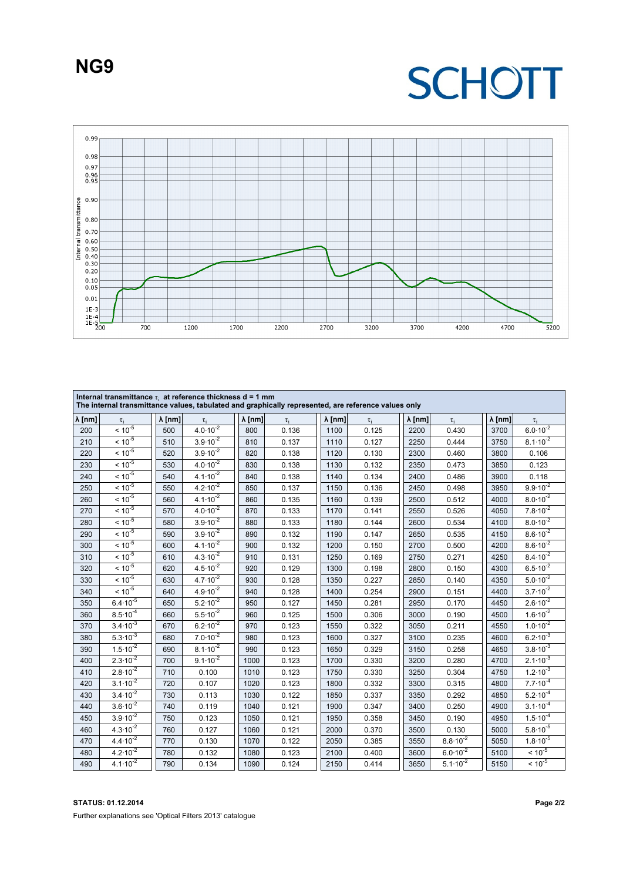# NG9

SCHOTT

0.99
0.98
0.97
0.96
0.95
0.90
0.80
0.70
0.60
0.50
0.40
0.30
0.20
0.10
0.05
0.01
1E-3
1E-4
1E-5

Internal transmittance

200 700 1200 1700 2200 2700 3200 3700 4200 4700 5200

**Internal transmittance $\tau_i$ at reference thickness d = 1 mm**
**The internal transmittance values, tabulated and graphically represented, are reference values only**

| λ [nm] | $\tau_i$ | λ [nm] | $\tau_i$ | λ [nm] | $\tau_i$ | λ [nm] | $\tau_i$ | λ [nm] | $\tau_i$ | λ [nm] | $\tau_i$ |
|---|---|---|---|---|---|---|---|---|---|---|---|
| 200 | $< 10^{-5}$ | 500 | $4.0 \cdot 10^{-2}$ | 800 | 0.136 | 1100 | 0.125 | 2200 | 0.430 | 3700 | $6.0 \cdot 10^{-2}$ |
| 210 | $< 10^{-5}$ | 510 | $3.9 \cdot 10^{-2}$ | 810 | 0.137 | 1110 | 0.127 | 2250 | 0.444 | 3750 | $8.1 \cdot 10^{-2}$ |
| 220 | $< 10^{-5}$ | 520 | $3.9 \cdot 10^{-2}$ | 820 | 0.138 | 1120 | 0.130 | 2300 | 0.460 | 3800 | 0.106 |
| 230 | $< 10^{-5}$ | 530 | $4.0 \cdot 10^{-2}$ | 830 | 0.138 | 1130 | 0.132 | 2350 | 0.473 | 3850 | 0.123 |
| 240 | $< 10^{-5}$ | 540 | $4.1 \cdot 10^{-2}$ | 840 | 0.138 | 1140 | 0.134 | 2400 | 0.486 | 3900 | 0.118 |
| 250 | $< 10^{-5}$ | 550 | $4.2 \cdot 10^{-2}$ | 850 | 0.137 | 1150 | 0.136 | 2450 | 0.498 | 3950 | $9.9 \cdot 10^{-2}$ |
| 260 | $< 10^{-5}$ | 560 | $4.1 \cdot 10^{-2}$ | 860 | 0.135 | 1160 | 0.139 | 2500 | 0.512 | 4000 | $8.0 \cdot 10^{-2}$ |
| 270 | $< 10^{-5}$ | 570 | $4.0 \cdot 10^{-2}$ | 870 | 0.133 | 1170 | 0.141 | 2550 | 0.526 | 4050 | $7.8 \cdot 10^{-2}$ |
| 280 | $< 10^{-5}$ | 580 | $3.9 \cdot 10^{-2}$ | 880 | 0.133 | 1180 | 0.144 | 2600 | 0.534 | 4100 | $8.0 \cdot 10^{-2}$ |
| 290 | $< 10^{-5}$ | 590 | $3.9 \cdot 10^{-2}$ | 890 | 0.132 | 1190 | 0.147 | 2650 | 0.535 | 4150 | $8.6 \cdot 10^{-2}$ |
| 300 | $< 10^{-5}$ | 600 | $4.1 \cdot 10^{-2}$ | 900 | 0.132 | 1200 | 0.150 | 2700 | 0.500 | 4200 | $8.6 \cdot 10^{-2}$ |
| 310 | $< 10^{-5}$ | 610 | $4.3 \cdot 10^{-2}$ | 910 | 0.131 | 1250 | 0.169 | 2750 | 0.271 | 4250 | $8.4 \cdot 10^{-2}$ |
| 320 | $< 10^{-5}$ | 620 | $4.5 \cdot 10^{-2}$ | 920 | 0.129 | 1300 | 0.198 | 2800 | 0.150 | 4300 | $6.5 \cdot 10^{-2}$ |
| 330 | $< 10^{-5}$ | 630 | $4.7 \cdot 10^{-2}$ | 930 | 0.128 | 1350 | 0.227 | 2850 | 0.140 | 4350 | $5.0 \cdot 10^{-2}$ |
| 340 | $< 10^{-5}$ | 640 | $4.9 \cdot 10^{-2}$ | 940 | 0.128 | 1400 | 0.254 | 2900 | 0.151 | 4400 | $3.7 \cdot 10^{-2}$ |
| 350 | $6.4 \cdot 10^{-5}$ | 650 | $5.2 \cdot 10^{-2}$ | 950 | 0.127 | 1450 | 0.281 | 2950 | 0.170 | 4450 | $2.6 \cdot 10^{-2}$ |
| 360 | $8.5 \cdot 10^{-4}$ | 660 | $5.5 \cdot 10^{-2}$ | 960 | 0.125 | 1500 | 0.306 | 3000 | 0.190 | 4500 | $1.6 \cdot 10^{-2}$ |
| 370 | $3.4 \cdot 10^{-3}$ | 670 | $6.2 \cdot 10^{-2}$ | 970 | 0.123 | 1550 | 0.322 | 3050 | 0.211 | 4550 | $1.0 \cdot 10^{-2}$ |
| 380 | $5.3 \cdot 10^{-3}$ | 680 | $7.0 \cdot 10^{-2}$ | 980 | 0.123 | 1600 | 0.327 | 3100 | 0.235 | 4600 | $6.2 \cdot 10^{-3}$ |
| 390 | $1.5 \cdot 10^{-2}$ | 690 | $8.1 \cdot 10^{-2}$ | 990 | 0.123 | 1650 | 0.329 | 3150 | 0.258 | 4650 | $3.8 \cdot 10^{-3}$ |
| 400 | $2.3 \cdot 10^{-2}$ | 700 | $9.1 \cdot 10^{-2}$ | 1000 | 0.123 | 1700 | 0.330 | 3200 | 0.280 | 4700 | $2.1 \cdot 10^{-3}$ |
| 410 | $2.8 \cdot 10^{-2}$ | 710 | 0.100 | 1010 | 0.123 | 1750 | 0.330 | 3250 | 0.304 | 4750 | $1.2 \cdot 10^{-3}$ |
| 420 | $3.1 \cdot 10^{-2}$ | 720 | 0.107 | 1020 | 0.123 | 1800 | 0.332 | 3300 | 0.315 | 4800 | $7.7 \cdot 10^{-4}$ |
| 430 | $3.4 \cdot 10^{-2}$ | 730 | 0.113 | 1030 | 0.122 | 1850 | 0.337 | 3350 | 0.292 | 4850 | $5.2 \cdot 10^{-4}$ |
| 440 | $3.6 \cdot 10^{-2}$ | 740 | 0.119 | 1040 | 0.121 | 1900 | 0.347 | 3400 | 0.250 | 4900 | $3.1 \cdot 10^{-4}$ |
| 450 | $3.9 \cdot 10^{-2}$ | 750 | 0.123 | 1050 | 0.121 | 1950 | 0.358 | 3450 | 0.190 | 4950 | $1.5 \cdot 10^{-4}$ |
| 460 | $4.3 \cdot 10^{-2}$ | 760 | 0.127 | 1060 | 0.121 | 2000 | 0.370 | 3500 | 0.130 | 5000 | $5.8 \cdot 10^{-5}$ |
| 470 | $4.4 \cdot 10^{-2}$ | 770 | 0.130 | 1070 | 0.122 | 2050 | 0.385 | 3550 | $8.8 \cdot 10^{-2}$ | 5050 | $1.8 \cdot 10^{-5}$ |
| 480 | $4.2 \cdot 10^{-2}$ | 780 | 0.132 | 1080 | 0.123 | 2100 | 0.400 | 3600 | $6.0 \cdot 10^{-2}$ | 5100 | $< 10^{-5}$ |
| 490 | $4.1 \cdot 10^{-2}$ | 790 | 0.134 | 1090 | 0.124 | 2150 | 0.414 | 3650 | $5.1 \cdot 10^{-2}$ | 5150 | $< 10^{-5}$ |

**STATUS: 01.12.2014**

Further explanations see 'Optical Filters 2013' catalogue